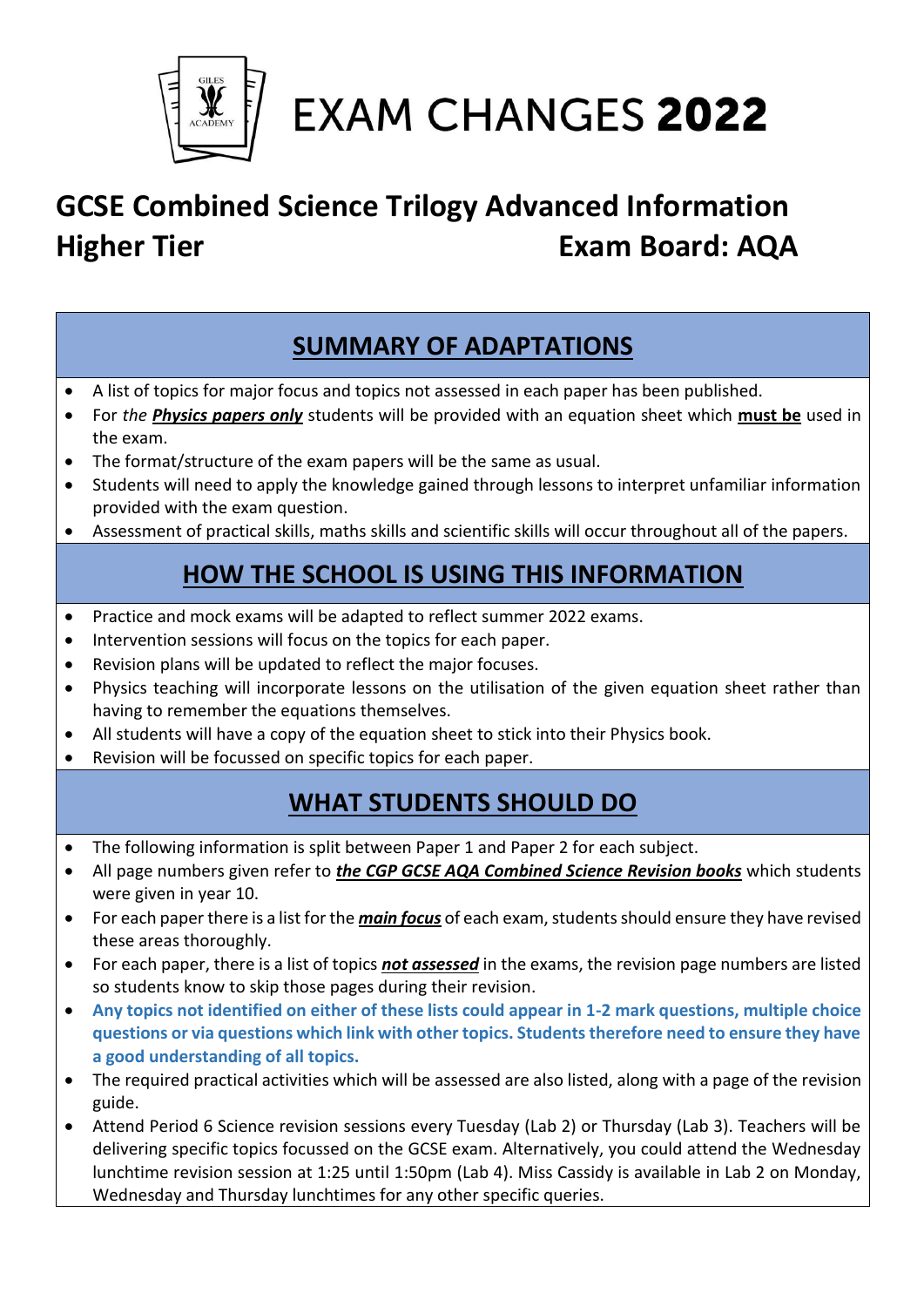# EXAM CHANGES **2022**

## GCSE Combined Science Trilogy Advanced Information
## Higher Tier — Exam Board: AQA

### SUMMARY OF ADAPTATIONS

- A list of topics for major focus and topics not assessed in each paper has been published.
- For *the* ***Physics papers only*** students will be provided with an equation sheet which **must be** used in the exam.
- The format/structure of the exam papers will be the same as usual.
- Students will need to apply the knowledge gained through lessons to interpret unfamiliar information provided with the exam question.
- Assessment of practical skills, maths skills and scientific skills will occur throughout all of the papers.

### HOW THE SCHOOL IS USING THIS INFORMATION

- Practice and mock exams will be adapted to reflect summer 2022 exams.
- Intervention sessions will focus on the topics for each paper.
- Revision plans will be updated to reflect the major focuses.
- Physics teaching will incorporate lessons on the utilisation of the given equation sheet rather than having to remember the equations themselves.
- All students will have a copy of the equation sheet to stick into their Physics book.
- Revision will be focussed on specific topics for each paper.

### WHAT STUDENTS SHOULD DO

- The following information is split between Paper 1 and Paper 2 for each subject.
- All page numbers given refer to ***the CGP GCSE AQA Combined Science Revision books*** which students were given in year 10.
- For each paper there is a list for the ***main focus*** of each exam, students should ensure they have revised these areas thoroughly.
- For each paper, there is a list of topics ***not assessed*** in the exams, the revision page numbers are listed so students know to skip those pages during their revision.
- **Any topics not identified on either of these lists could appear in 1-2 mark questions, multiple choice questions or via questions which link with other topics. Students therefore need to ensure they have a good understanding of all topics.**
- The required practical activities which will be assessed are also listed, along with a page of the revision guide.
- Attend Period 6 Science revision sessions every Tuesday (Lab 2) or Thursday (Lab 3). Teachers will be delivering specific topics focussed on the GCSE exam. Alternatively, you could attend the Wednesday lunchtime revision session at 1:25 until 1:50pm (Lab 4). Miss Cassidy is available in Lab 2 on Monday, Wednesday and Thursday lunchtimes for any other specific queries.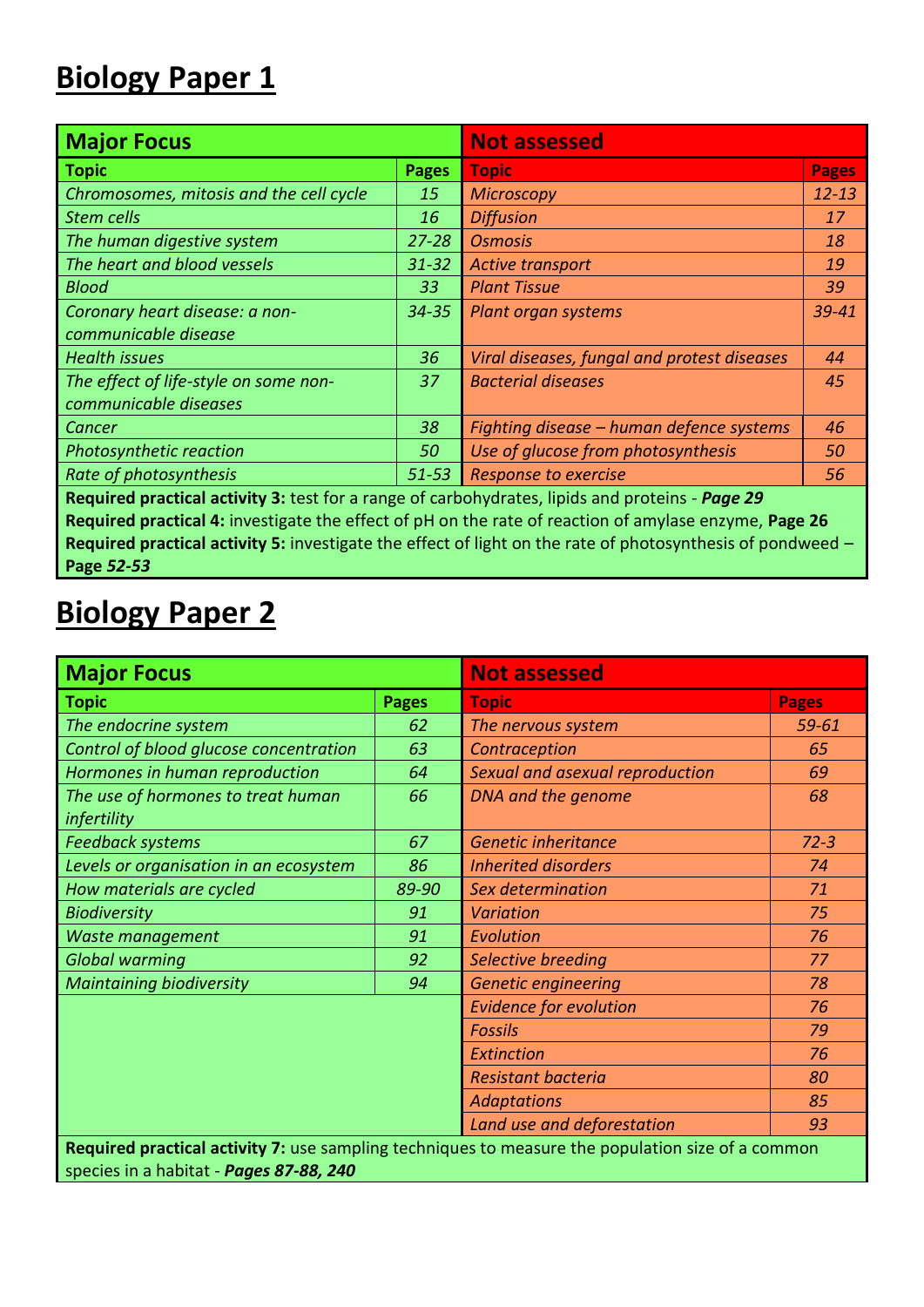# Biology Paper 1

| Major Focus | | Not assessed | |
|---|---|---|---|
| **Topic** | **Pages** | **Topic** | **Pages** |
| *Chromosomes, mitosis and the cell cycle* | *15* | *Microscopy* | *12-13* |
| *Stem cells* | *16* | *Diffusion* | *17* |
| *The human digestive system* | *27-28* | *Osmosis* | *18* |
| *The heart and blood vessels* | *31-32* | *Active transport* | *19* |
| *Blood* | *33* | *Plant Tissue* | *39* |
| *Coronary heart disease: a non-communicable disease* | *34-35* | *Plant organ systems* | *39-41* |
| *Health issues* | *36* | *Viral diseases, fungal and protest diseases* | *44* |
| *The effect of life-style on some non-communicable diseases* | *37* | *Bacterial diseases* | *45* |
| *Cancer* | *38* | *Fighting disease – human defence systems* | *46* |
| *Photosynthetic reaction* | *50* | *Use of glucose from photosynthesis* | *50* |
| *Rate of photosynthesis* | *51-53* | *Response to exercise* | *56* |

**Required practical activity 3:** test for a range of carbohydrates, lipids and proteins - ***Page 29***
**Required practical 4:** investigate the effect of pH on the rate of reaction of amylase enzyme, **Page 26**
**Required practical activity 5:** investigate the effect of light on the rate of photosynthesis of pondweed – **Page *52-53***

# Biology Paper 2

| Major Focus | | Not assessed | |
|---|---|---|---|
| **Topic** | **Pages** | **Topic** | **Pages** |
| *The endocrine system* | *62* | *The nervous system* | *59-61* |
| *Control of blood glucose concentration* | *63* | *Contraception* | *65* |
| *Hormones in human reproduction* | *64* | *Sexual and asexual reproduction* | *69* |
| *The use of hormones to treat human infertility* | *66* | *DNA and the genome* | *68* |
| *Feedback systems* | *67* | *Genetic inheritance* | *72-3* |
| *Levels or organisation in an ecosystem* | *86* | *Inherited disorders* | *74* |
| *How materials are cycled* | *89-90* | *Sex determination* | *71* |
| *Biodiversity* | *91* | *Variation* | *75* |
| *Waste management* | *91* | *Evolution* | *76* |
| *Global warming* | *92* | *Selective breeding* | *77* |
| *Maintaining biodiversity* | *94* | *Genetic engineering* | *78* |
| | | *Evidence for evolution* | *76* |
| | | *Fossils* | *79* |
| | | *Extinction* | *76* |
| | | *Resistant bacteria* | *80* |
| | | *Adaptations* | *85* |
| | | *Land use and deforestation* | *93* |

**Required practical activity 7:** use sampling techniques to measure the population size of a common species in a habitat - ***Pages 87-88, 240***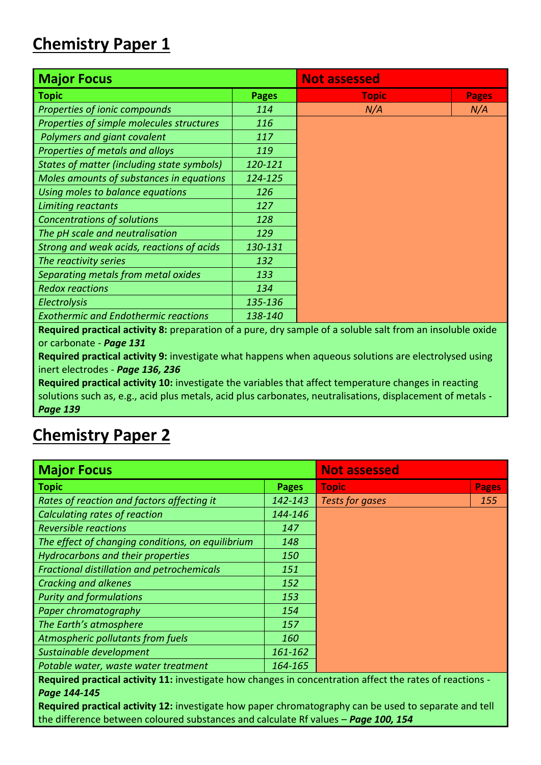# Chemistry Paper 1

| Major Focus | | Not assessed | |
|---|---|---|---|
| **Topic** | **Pages** | **Topic** | **Pages** |
| *Properties of ionic compounds* | *114* | *N/A* | *N/A* |
| *Properties of simple molecules structures* | *116* | | |
| *Polymers and giant covalent* | *117* | | |
| *Properties of metals and alloys* | *119* | | |
| *States of matter (including state symbols)* | *120-121* | | |
| *Moles amounts of substances in equations* | *124-125* | | |
| *Using moles to balance equations* | *126* | | |
| *Limiting reactants* | *127* | | |
| *Concentrations of solutions* | *128* | | |
| *The pH scale and neutralisation* | *129* | | |
| *Strong and weak acids, reactions of acids* | *130-131* | | |
| *The reactivity series* | *132* | | |
| *Separating metals from metal oxides* | *133* | | |
| *Redox reactions* | *134* | | |
| *Electrolysis* | *135-136* | | |
| *Exothermic and Endothermic reactions* | *138-140* | | |

**Required practical activity 8:** preparation of a pure, dry sample of a soluble salt from an insoluble oxide or carbonate - ***Page 131***
**Required practical activity 9:** investigate what happens when aqueous solutions are electrolysed using inert electrodes - ***Page 136, 236***
**Required practical activity 10:** investigate the variables that affect temperature changes in reacting solutions such as, e.g., acid plus metals, acid plus carbonates, neutralisations, displacement of metals - ***Page 139***

# Chemistry Paper 2

| Major Focus | | Not assessed | |
|---|---|---|---|
| **Topic** | **Pages** | **Topic** | **Pages** |
| *Rates of reaction and factors affecting it* | *142-143* | *Tests for gases* | *155* |
| *Calculating rates of reaction* | *144-146* | | |
| *Reversible reactions* | *147* | | |
| *The effect of changing conditions, on equilibrium* | *148* | | |
| *Hydrocarbons and their properties* | *150* | | |
| *Fractional distillation and petrochemicals* | *151* | | |
| *Cracking and alkenes* | *152* | | |
| *Purity and formulations* | *153* | | |
| *Paper chromatography* | *154* | | |
| *The Earth's atmosphere* | *157* | | |
| *Atmospheric pollutants from fuels* | *160* | | |
| *Sustainable development* | *161-162* | | |
| *Potable water, waste water treatment* | *164-165* | | |

**Required practical activity 11:** investigate how changes in concentration affect the rates of reactions - ***Page 144-145***
**Required practical activity 12:** investigate how paper chromatography can be used to separate and tell the difference between coloured substances and calculate Rf values – ***Page 100, 154***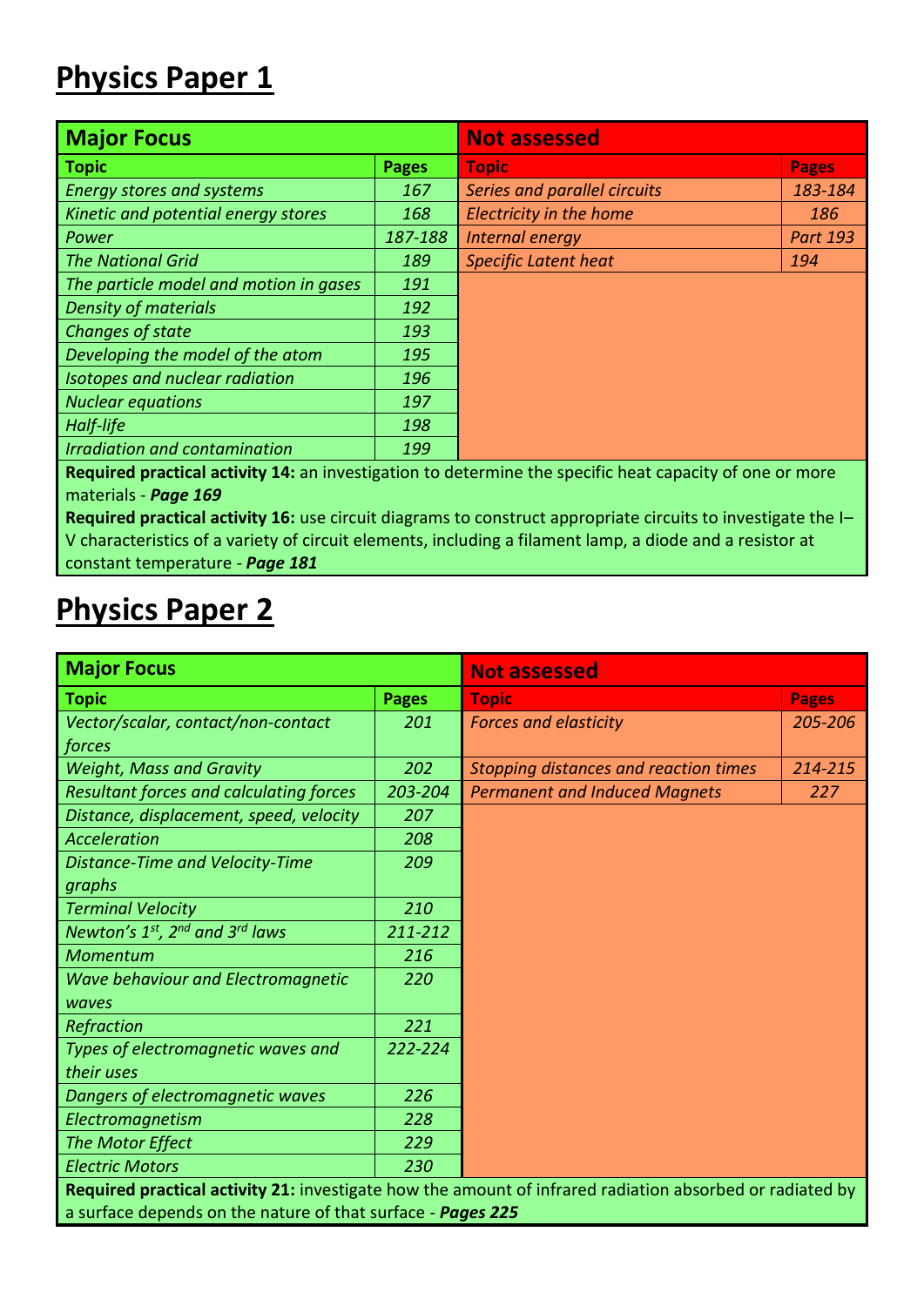# Physics Paper 1

| Major Focus | | Not assessed | |
|---|---|---|---|
| **Topic** | **Pages** | **Topic** | **Pages** |
| *Energy stores and systems* | *167* | *Series and parallel circuits* | *183-184* |
| *Kinetic and potential energy stores* | *168* | *Electricity in the home* | *186* |
| *Power* | *187-188* | *Internal energy* | *Part 193* |
| *The National Grid* | *189* | *Specific Latent heat* | *194* |
| *The particle model and motion in gases* | *191* | | |
| *Density of materials* | *192* | | |
| *Changes of state* | *193* | | |
| *Developing the model of the atom* | *195* | | |
| *Isotopes and nuclear radiation* | *196* | | |
| *Nuclear equations* | *197* | | |
| *Half-life* | *198* | | |
| *Irradiation and contamination* | *199* | | |

**Required practical activity 14:** an investigation to determine the specific heat capacity of one or more materials - ***Page 169***

**Required practical activity 16:** use circuit diagrams to construct appropriate circuits to investigate the I–V characteristics of a variety of circuit elements, including a filament lamp, a diode and a resistor at constant temperature - ***Page 181***

# Physics Paper 2

| Major Focus | | Not assessed | |
|---|---|---|---|
| **Topic** | **Pages** | **Topic** | **Pages** |
| *Vector/scalar, contact/non-contact forces* | *201* | *Forces and elasticity* | *205-206* |
| *Weight, Mass and Gravity* | *202* | *Stopping distances and reaction times* | *214-215* |
| *Resultant forces and calculating forces* | *203-204* | *Permanent and Induced Magnets* | *227* |
| *Distance, displacement, speed, velocity* | *207* | | |
| *Acceleration* | *208* | | |
| *Distance-Time and Velocity-Time graphs* | *209* | | |
| *Terminal Velocity* | *210* | | |
| *Newton's 1st, 2nd and 3rd laws* | *211-212* | | |
| *Momentum* | *216* | | |
| *Wave behaviour and Electromagnetic waves* | *220* | | |
| *Refraction* | *221* | | |
| *Types of electromagnetic waves and their uses* | *222-224* | | |
| *Dangers of electromagnetic waves* | *226* | | |
| *Electromagnetism* | *228* | | |
| *The Motor Effect* | *229* | | |
| *Electric Motors* | *230* | | |

**Required practical activity 21:** investigate how the amount of infrared radiation absorbed or radiated by a surface depends on the nature of that surface - ***Pages 225***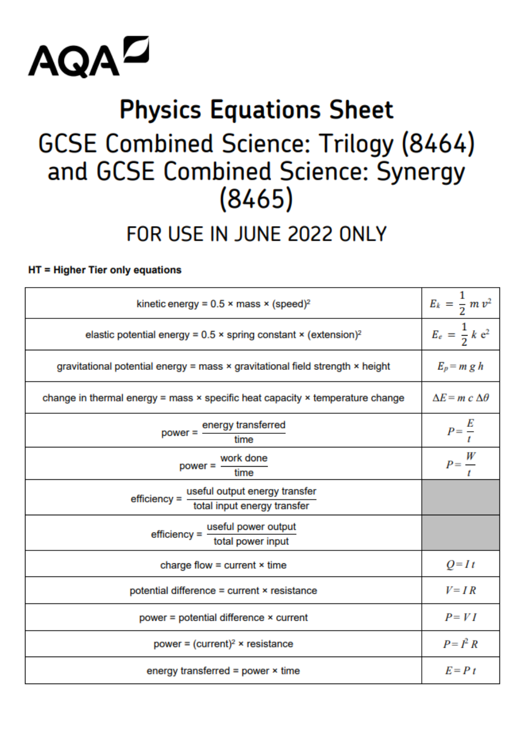AQA

# Physics Equations Sheet

## GCSE Combined Science: Trilogy (8464) and GCSE Combined Science: Synergy (8465)

### FOR USE IN JUNE 2022 ONLY

**HT = Higher Tier only equations**

| | |
|---|---|
| kinetic energy = 0.5 × mass × (speed)$^2$ | $E_k = \frac{1}{2} m v^2$ |
| elastic potential energy = 0.5 × spring constant × (extension)$^2$ | $E_e = \frac{1}{2} k e^2$ |
| gravitational potential energy = mass × gravitational field strength × height | $E_p = m g h$ |
| change in thermal energy = mass × specific heat capacity × temperature change | $\Delta E = m c \Delta\theta$ |
| power = $\frac{\text{energy transferred}}{\text{time}}$ | $P = \frac{E}{t}$ |
| power = $\frac{\text{work done}}{\text{time}}$ | $P = \frac{W}{t}$ |
| efficiency = $\frac{\text{useful output energy transfer}}{\text{total input energy transfer}}$ | |
| efficiency = $\frac{\text{useful power output}}{\text{total power input}}$ | |
| charge flow = current × time | $Q = I t$ |
| potential difference = current × resistance | $V = I R$ |
| power = potential difference × current | $P = V I$ |
| power = (current)$^2$ × resistance | $P = I^2 R$ |
| energy transferred = power × time | $E = P t$ |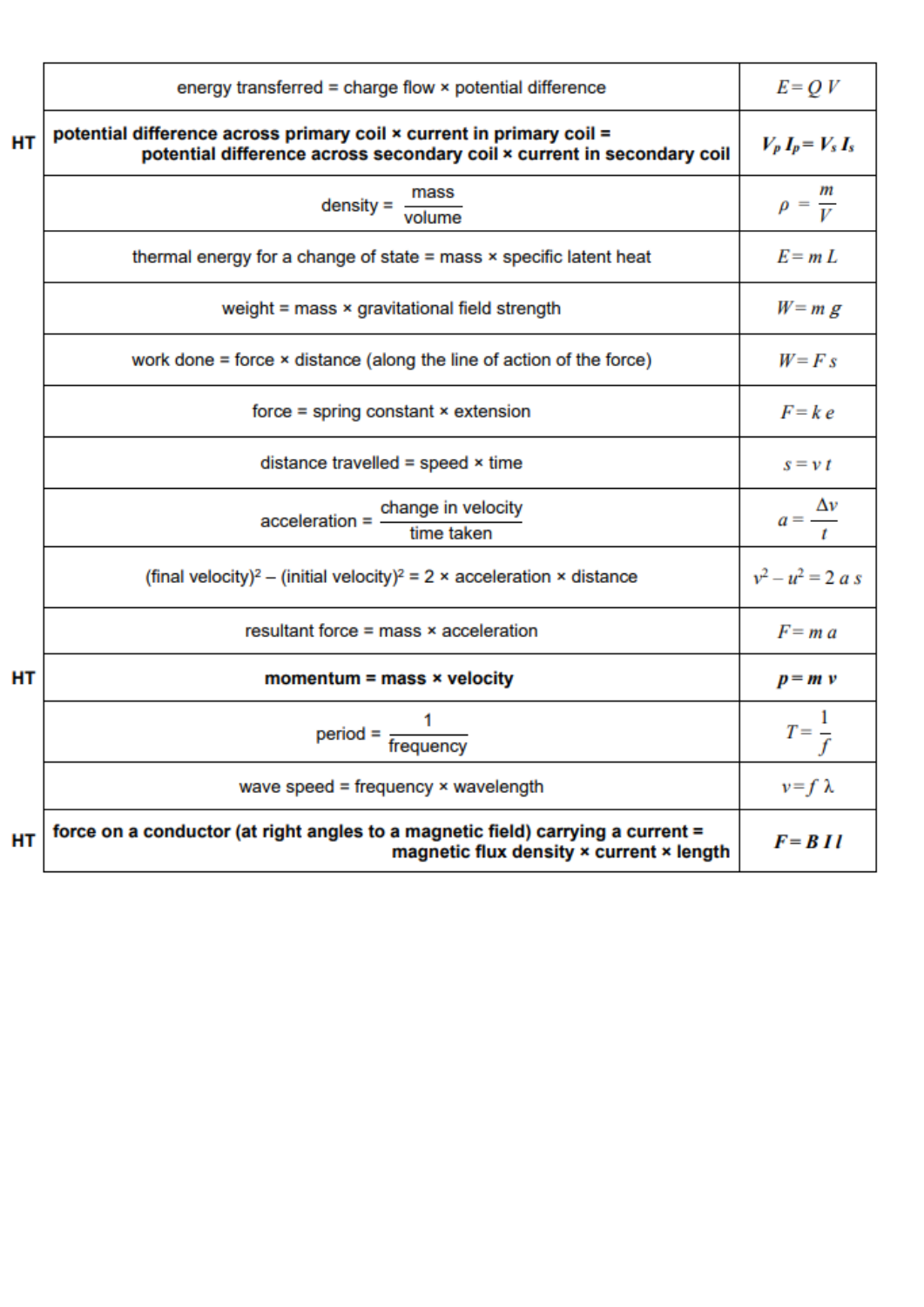| | | |
|---|---|---|
| | energy transferred = charge flow × potential difference | $E = Q\ V$ |
| HT | **potential difference across primary coil × current in primary coil = potential difference across secondary coil × current in secondary coil** | $\boldsymbol{V_p\ I_p = V_s\ I_s}$ |
| | density = $\frac{\text{mass}}{\text{volume}}$ | $\rho = \frac{m}{V}$ |
| | thermal energy for a change of state = mass × specific latent heat | $E = m\ L$ |
| | weight = mass × gravitational field strength | $W = m\ g$ |
| | work done = force × distance (along the line of action of the force) | $W = F\ s$ |
| | force = spring constant × extension | $F = k\ e$ |
| | distance travelled = speed × time | $s = v\ t$ |
| | acceleration = $\frac{\text{change in velocity}}{\text{time taken}}$ | $a = \frac{\Delta v}{t}$ |
| | (final velocity)² – (initial velocity)² = 2 × acceleration × distance | $v^2 - u^2 = 2\ a\ s$ |
| | resultant force = mass × acceleration | $F = m\ a$ |
| HT | **momentum = mass × velocity** | $\boldsymbol{p = m\ v}$ |
| | period = $\frac{1}{\text{frequency}}$ | $T = \frac{1}{f}$ |
| | wave speed = frequency × wavelength | $v = f\ \lambda$ |
| HT | **force on a conductor (at right angles to a magnetic field) carrying a current = magnetic flux density × current × length** | $\boldsymbol{F = B\ I\ l}$ |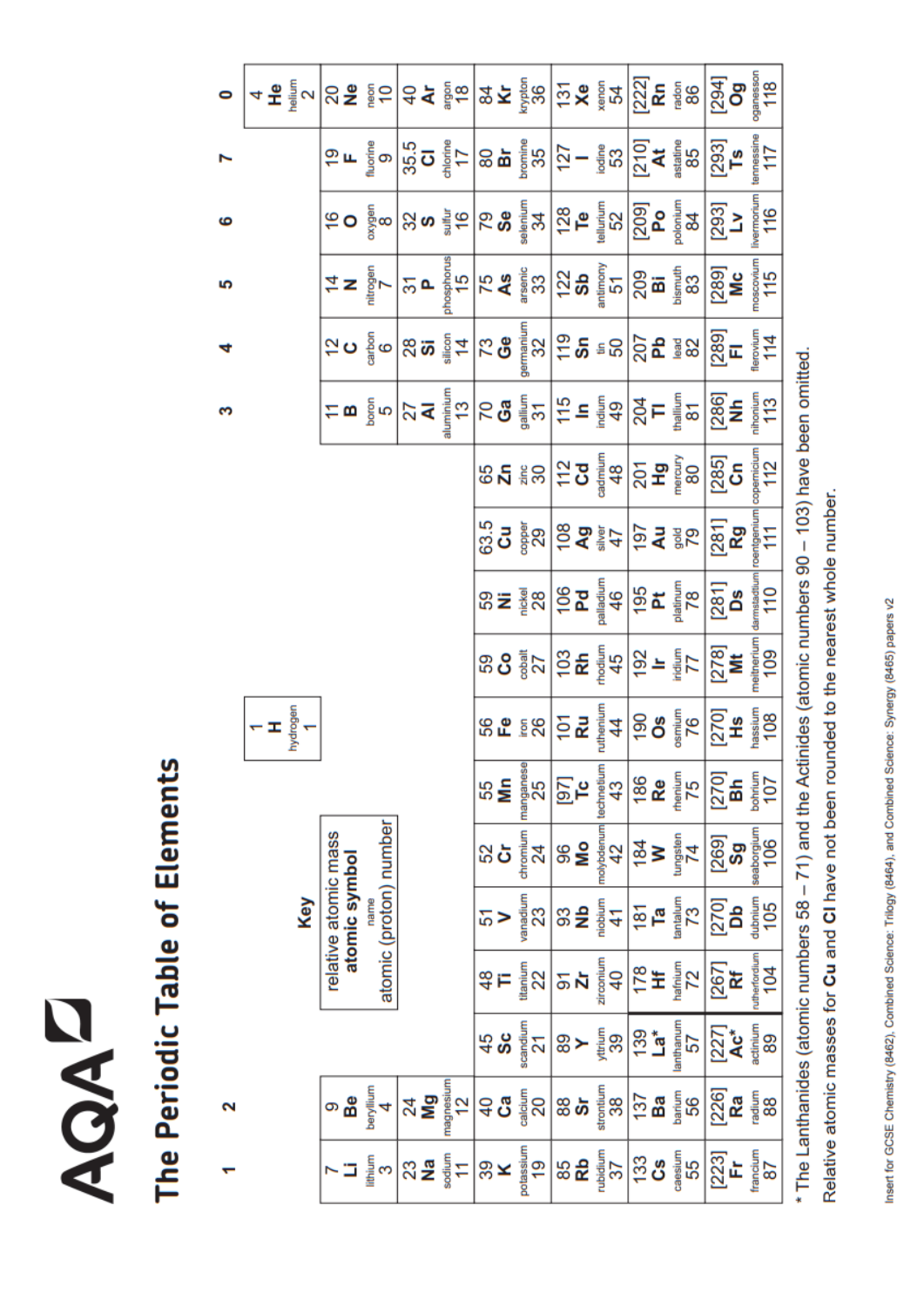AQA

# The Periodic Table of Elements

**Key**

| relative atomic mass<br>**atomic symbol**<br>name<br>atomic (proton) number |
|---|

| 1 | 2 | | | | | | | | | | | 3 | 4 | 5 | 6 | 7 | 0 |
|---|---|---|---|---|---|---|---|---|---|---|---|---|---|---|---|---|---|
| | | | | | | | 1<br>**H**<br>hydrogen<br>1 | | | | | | | | | | 4<br>**He**<br>helium<br>2 |
| 7<br>**Li**<br>lithium<br>3 | 9<br>**Be**<br>beryllium<br>4 | | | | | | | | | | | 11<br>**B**<br>boron<br>5 | 12<br>**C**<br>carbon<br>6 | 14<br>**N**<br>nitrogen<br>7 | 16<br>**O**<br>oxygen<br>8 | 19<br>**F**<br>fluorine<br>9 | 20<br>**Ne**<br>neon<br>10 |
| 23<br>**Na**<br>sodium<br>11 | 24<br>**Mg**<br>magnesium<br>12 | | | | | | | | | | | 27<br>**Al**<br>aluminium<br>13 | 28<br>**Si**<br>silicon<br>14 | 31<br>**P**<br>phosphorus<br>15 | 32<br>**S**<br>sulfur<br>16 | 35.5<br>**Cl**<br>chlorine<br>17 | 40<br>**Ar**<br>argon<br>18 |
| 39<br>**K**<br>potassium<br>19 | 40<br>**Ca**<br>calcium<br>20 | 45<br>**Sc**<br>scandium<br>21 | 48<br>**Ti**<br>titanium<br>22 | 51<br>**V**<br>vanadium<br>23 | 52<br>**Cr**<br>chromium<br>24 | 55<br>**Mn**<br>manganese<br>25 | 56<br>**Fe**<br>iron<br>26 | 59<br>**Co**<br>cobalt<br>27 | 59<br>**Ni**<br>nickel<br>28 | 63.5<br>**Cu**<br>copper<br>29 | 65<br>**Zn**<br>zinc<br>30 | 70<br>**Ga**<br>gallium<br>31 | 73<br>**Ge**<br>germanium<br>32 | 75<br>**As**<br>arsenic<br>33 | 79<br>**Se**<br>selenium<br>34 | 80<br>**Br**<br>bromine<br>35 | 84<br>**Kr**<br>krypton<br>36 |
| 85<br>**Rb**<br>rubidium<br>37 | 88<br>**Sr**<br>strontium<br>38 | 89<br>**Y**<br>yttrium<br>39 | 91<br>**Zr**<br>zirconium<br>40 | 93<br>**Nb**<br>niobium<br>41 | 96<br>**Mo**<br>molybdenum<br>42 | [97]<br>**Tc**<br>technetium<br>43 | 101<br>**Ru**<br>ruthenium<br>44 | 103<br>**Rh**<br>rhodium<br>45 | 106<br>**Pd**<br>palladium<br>46 | 108<br>**Ag**<br>silver<br>47 | 112<br>**Cd**<br>cadmium<br>48 | 115<br>**In**<br>indium<br>49 | 119<br>**Sn**<br>tin<br>50 | 122<br>**Sb**<br>antimony<br>51 | 128<br>**Te**<br>tellurium<br>52 | 127<br>**I**<br>iodine<br>53 | 131<br>**Xe**<br>xenon<br>54 |
| 133<br>**Cs**<br>caesium<br>55 | 137<br>**Ba**<br>barium<br>56 | 139<br>**La***<br>lanthanum<br>57 | 178<br>**Hf**<br>hafnium<br>72 | 181<br>**Ta**<br>tantalum<br>73 | 184<br>**W**<br>tungsten<br>74 | 186<br>**Re**<br>rhenium<br>75 | 190<br>**Os**<br>osmium<br>76 | 192<br>**Ir**<br>iridium<br>77 | 195<br>**Pt**<br>platinum<br>78 | 197<br>**Au**<br>gold<br>79 | 201<br>**Hg**<br>mercury<br>80 | 204<br>**Tl**<br>thallium<br>81 | 207<br>**Pb**<br>lead<br>82 | 209<br>**Bi**<br>bismuth<br>83 | [209]<br>**Po**<br>polonium<br>84 | [210]<br>**At**<br>astatine<br>85 | [222]<br>**Rn**<br>radon<br>86 |
| [223]<br>**Fr**<br>francium<br>87 | [226]<br>**Ra**<br>radium<br>88 | [227]<br>**Ac***<br>actinium<br>89 | [267]<br>**Rf**<br>rutherfordium<br>104 | [270]<br>**Db**<br>dubnium<br>105 | [269]<br>**Sg**<br>seaborgium<br>106 | [270]<br>**Bh**<br>bohrium<br>107 | [270]<br>**Hs**<br>hassium<br>108 | [278]<br>**Mt**<br>meitnerium<br>109 | [281]<br>**Ds**<br>darmstadtium<br>110 | [281]<br>**Rg**<br>roentgenium<br>111 | [285]<br>**Cn**<br>copernicium<br>112 | [286]<br>**Nh**<br>nihonium<br>113 | [289]<br>**Fl**<br>flerovium<br>114 | [289]<br>**Mc**<br>moscovium<br>115 | [293]<br>**Lv**<br>livermorium<br>116 | [293]<br>**Ts**<br>tennessine<br>117 | [294]<br>**Og**<br>oganesson<br>118 |

* The Lanthanides (atomic numbers 58 – 71) and the Actinides (atomic numbers 90 – 103) have been omitted.

Relative atomic masses for **Cu** and **Cl** have not been rounded to the nearest whole number.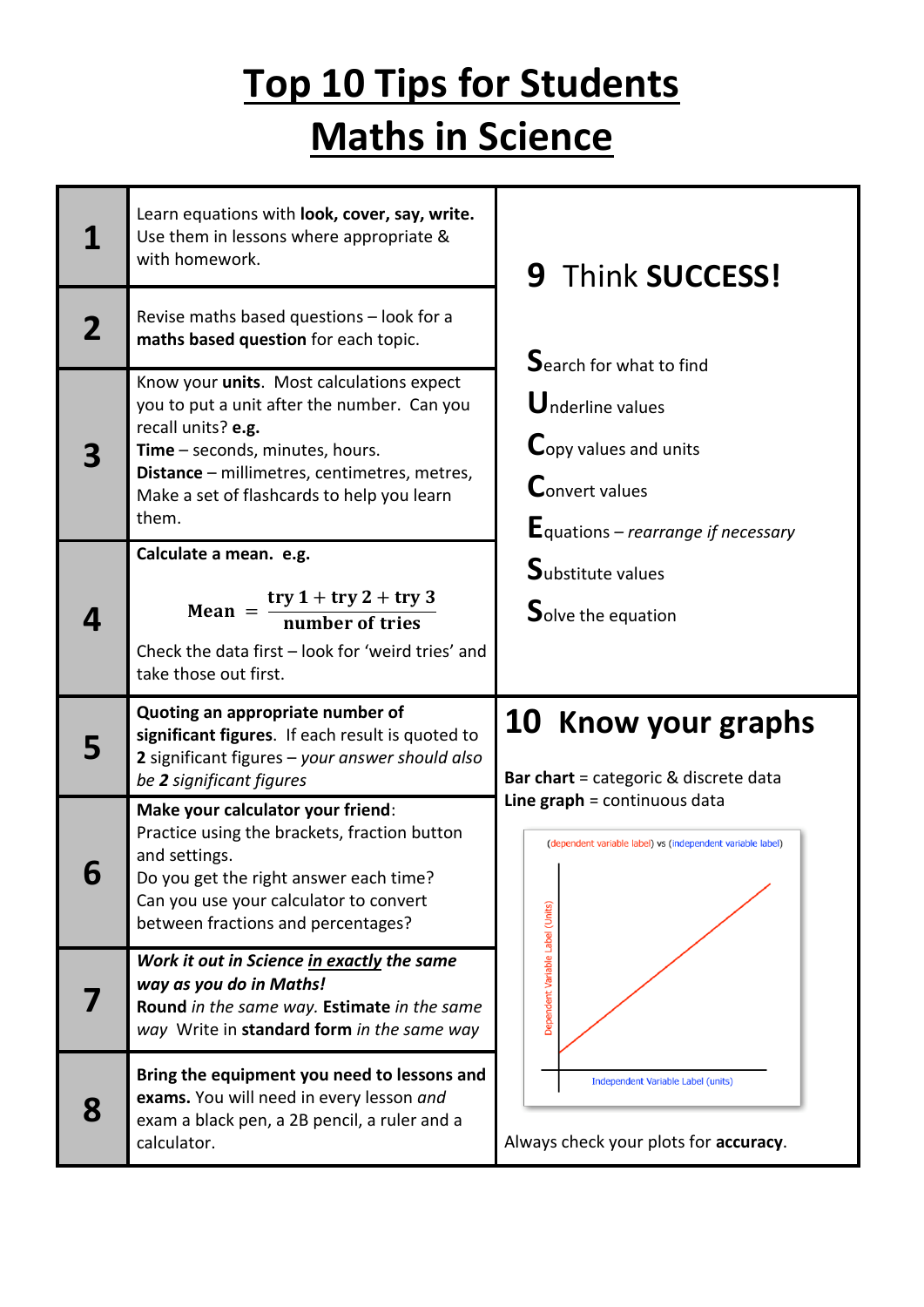# Top 10 Tips for Students
# Maths in Science

**1** Learn equations with **look, cover, say, write.** Use them in lessons where appropriate & with homework.

**2** Revise maths based questions – look for a **maths based question** for each topic.

**3** Know your **units**. Most calculations expect you to put a unit after the number. Can you recall units? **e.g.**
**Time** – seconds, minutes, hours.
**Distance** – millimetres, centimetres, metres,
Make a set of flashcards to help you learn them.

**4** **Calculate a mean. e.g.**

$$\textbf{Mean} = \frac{\textbf{try 1} + \textbf{try 2} + \textbf{try 3}}{\textbf{number of tries}}$$

Check the data first – look for 'weird tries' and take those out first.

**5** **Quoting an appropriate number of significant figures**. If each result is quoted to **2** significant figures – *your answer should also be **2** significant figures*

**6** **Make your calculator your friend**:
Practice using the brackets, fraction button and settings.
Do you get the right answer each time?
Can you use your calculator to convert between fractions and percentages?

**7** ***Work it out in Science <u>in exactly</u> the same way as you do in Maths!***
**Round** *in the same way.* **Estimate** *in the same way* Write in **standard form** *in the same way*

**8** **Bring the equipment you need to lessons and exams.** You will need in every lesson *and* exam a black pen, a 2B pencil, a ruler and a calculator.

## 9 Think SUCCESS!

**S**earch for what to find
**U**nderline values
**C**opy values and units
**C**onvert values
**E**quations – *rearrange if necessary*
**S**ubstitute values
**S**olve the equation

## 10 Know your graphs

**Bar chart** = categoric & discrete data
**Line graph** = continuous data

(dependent variable label) vs (independent variable label)
Dependent Variable Label (Units)
Independent Variable Label (units)

Always check your plots for **accuracy**.